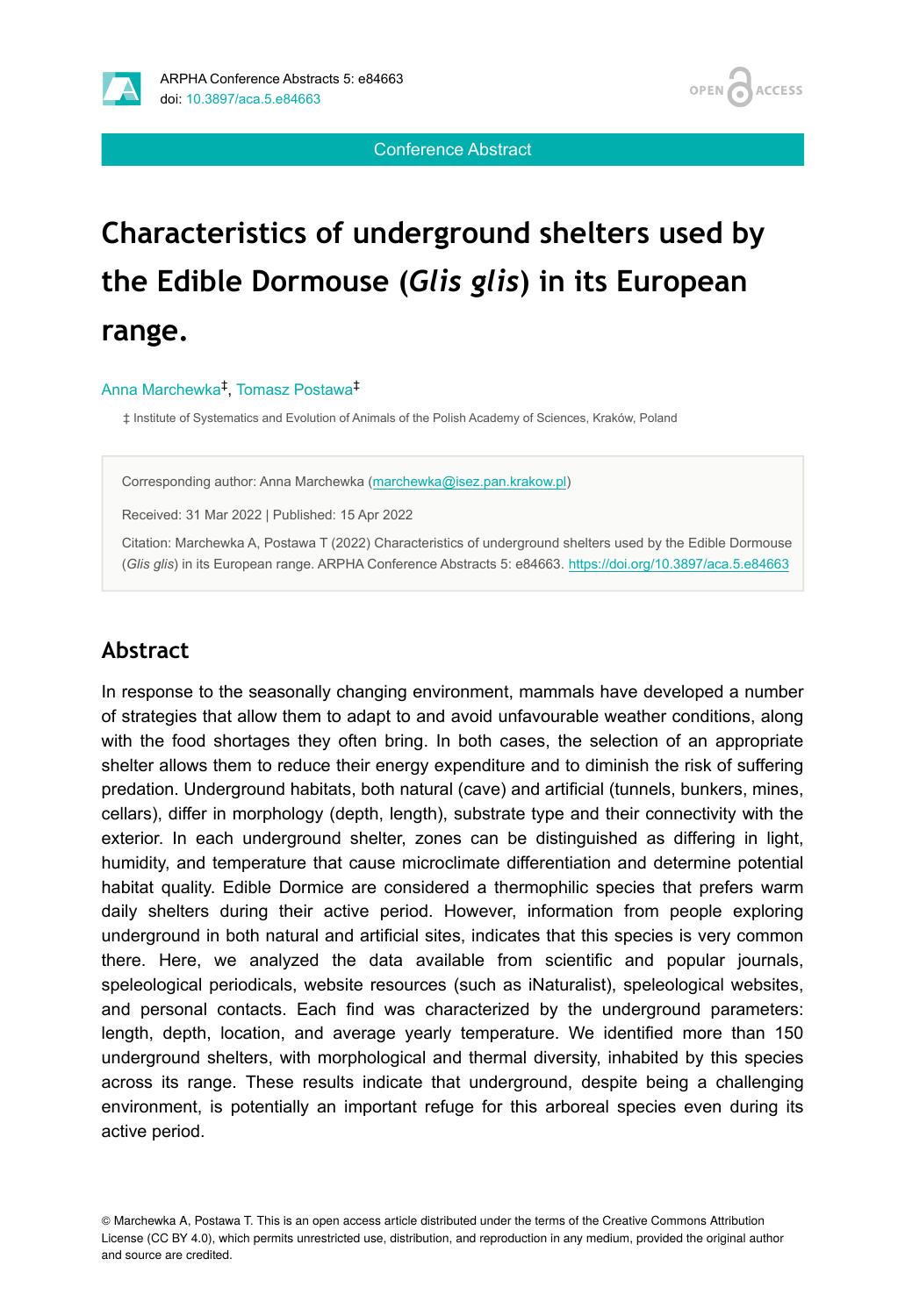Conference Abstract

# Characteristics of underground shelters used by the Edible Dormouse (*Glis glis*) in its European range.

Anna Marchewka[‡], Tomasz Postawa[‡]

‡ Institute of Systematics and Evolution of Animals of the Polish Academy of Sciences, Kraków, Poland

Corresponding author: Anna Marchewka (marchewka@isez.pan.krakow.pl)

Received: 31 Mar 2022 | Published: 15 Apr 2022

Citation: Marchewka A, Postawa T (2022) Characteristics of underground shelters used by the Edible Dormouse (*Glis glis*) in its European range. ARPHA Conference Abstracts 5: e84663. https://doi.org/10.3897/aca.5.e84663

## Abstract

In response to the seasonally changing environment, mammals have developed a number of strategies that allow them to adapt to and avoid unfavourable weather conditions, along with the food shortages they often bring. In both cases, the selection of an appropriate shelter allows them to reduce their energy expenditure and to diminish the risk of suffering predation. Underground habitats, both natural (cave) and artificial (tunnels, bunkers, mines, cellars), differ in morphology (depth, length), substrate type and their connectivity with the exterior. In each underground shelter, zones can be distinguished as differing in light, humidity, and temperature that cause microclimate differentiation and determine potential habitat quality. Edible Dormice are considered a thermophilic species that prefers warm daily shelters during their active period. However, information from people exploring underground in both natural and artificial sites, indicates that this species is very common there. Here, we analyzed the data available from scientific and popular journals, speleological periodicals, website resources (such as iNaturalist), speleological websites, and personal contacts. Each find was characterized by the underground parameters: length, depth, location, and average yearly temperature. We identified more than 150 underground shelters, with morphological and thermal diversity, inhabited by this species across its range. These results indicate that underground, despite being a challenging environment, is potentially an important refuge for this arboreal species even during its active period.

© Marchewka A, Postawa T. This is an open access article distributed under the terms of the Creative Commons Attribution License (CC BY 4.0), which permits unrestricted use, distribution, and reproduction in any medium, provided the original author and source are credited.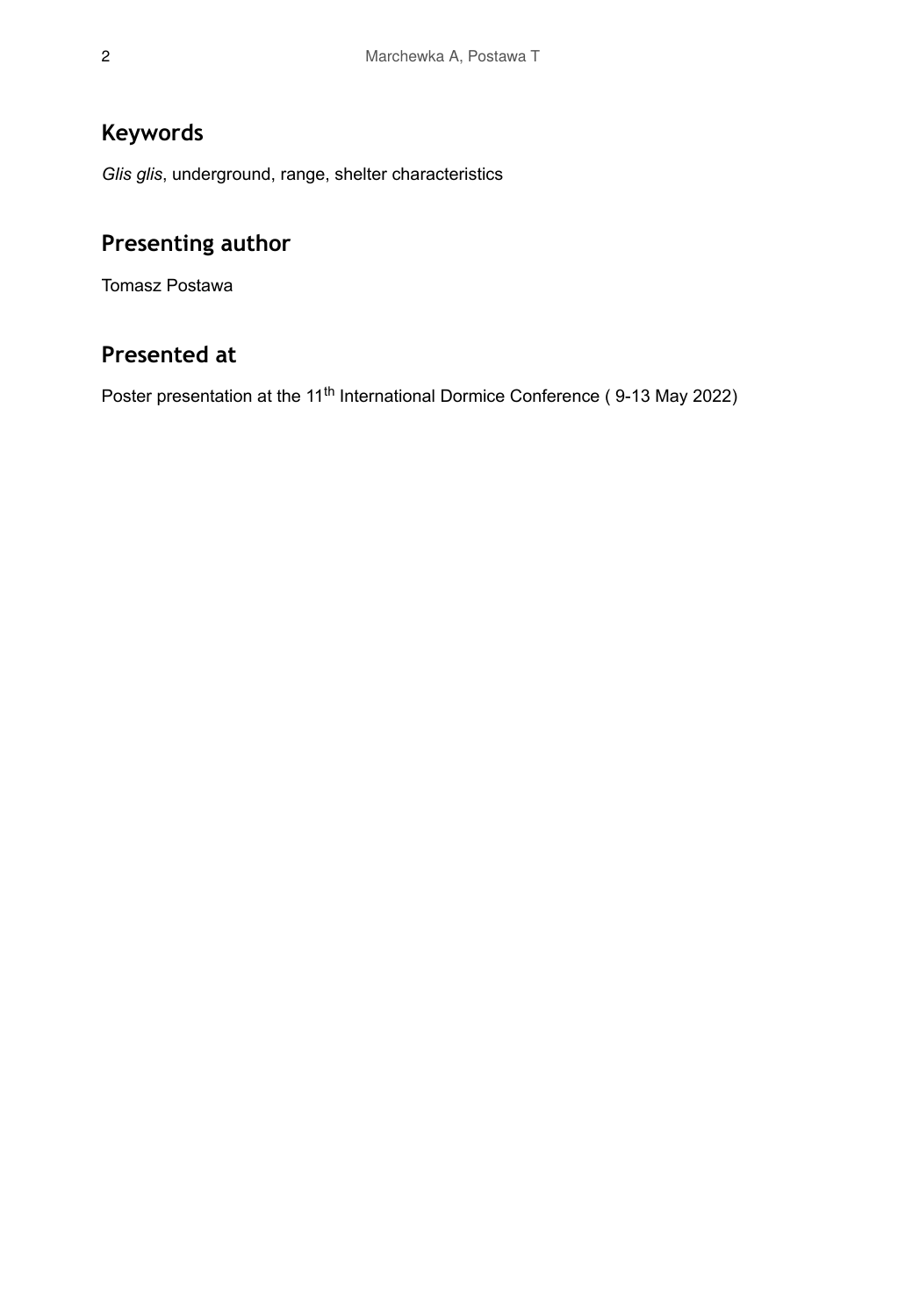## Keywords

*Glis glis*, underground, range, shelter characteristics

## Presenting author

Tomasz Postawa

## Presented at

Poster presentation at the 11$^{th}$ International Dormice Conference ( 9-13 May 2022)